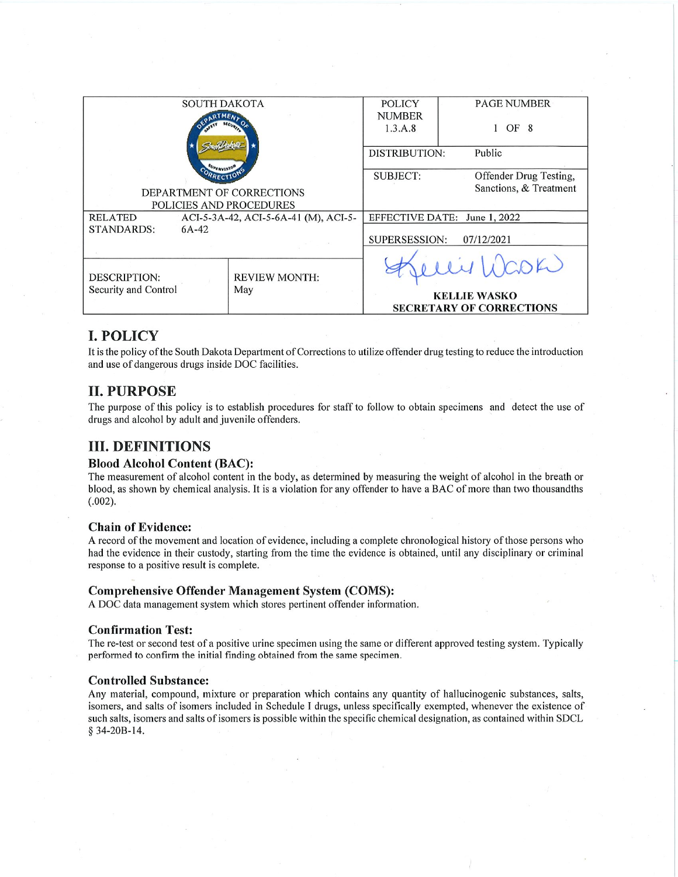| SOUTH DAKOTA DEPARTMENT OF CORRECTIONS POLICIES AND PROCEDURES | | POLICY NUMBER 1.3.A.8 | PAGE NUMBER 1 OF 8 |
|---|---|---|---|
| | | DISTRIBUTION: | Public |
| | | SUBJECT: | Offender Drug Testing, Sanctions, & Treatment |
| RELATED STANDARDS: | ACI-5-3A-42, ACI-5-6A-41 (M), ACI-5-6A-42 | EFFECTIVE DATE: | June 1, 2022 |
| | | SUPERSESSION: | 07/12/2021 |
| DESCRIPTION: Security and Control | REVIEW MONTH: May | KELLIE WASKO SECRETARY OF CORRECTIONS | |

# I. POLICY

It is the policy of the South Dakota Department of Corrections to utilize offender drug testing to reduce the introduction and use of dangerous drugs inside DOC facilities.

# II. PURPOSE

The purpose of this policy is to establish procedures for staff to follow to obtain specimens and detect the use of drugs and alcohol by adult and juvenile offenders.

# III. DEFINITIONS

### Blood Alcohol Content (BAC):

The measurement of alcohol content in the body, as determined by measuring the weight of alcohol in the breath or blood, as shown by chemical analysis. It is a violation for any offender to have a BAC of more than two thousandths (.002).

### Chain of Evidence:

A record of the movement and location of evidence, including a complete chronological history of those persons who had the evidence in their custody, starting from the time the evidence is obtained, until any disciplinary or criminal response to a positive result is complete.

### Comprehensive Offender Management System (COMS):

A DOC data management system which stores pertinent offender information.

### Confirmation Test:

The re-test or second test of a positive urine specimen using the same or different approved testing system. Typically performed to confirm the initial finding obtained from the same specimen.

### Controlled Substance:

Any material, compound, mixture or preparation which contains any quantity of hallucinogenic substances, salts, isomers, and salts of isomers included in Schedule I drugs, unless specifically exempted, whenever the existence of such salts, isomers and salts of isomers is possible within the specific chemical designation, as contained within SDCL § 34-20B-14.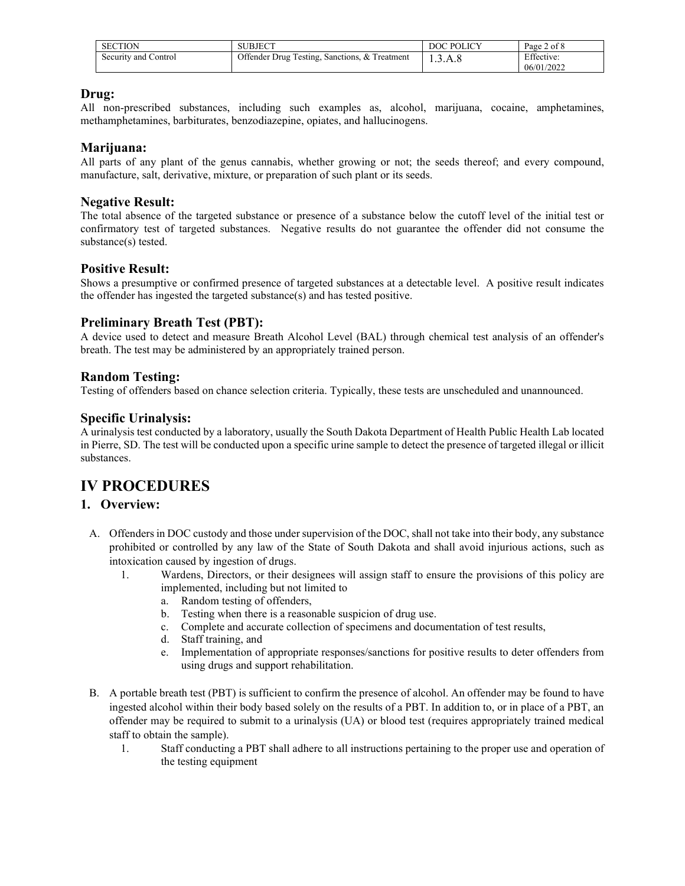### Drug:

All non-prescribed substances, including such examples as, alcohol, marijuana, cocaine, amphetamines, methamphetamines, barbiturates, benzodiazepine, opiates, and hallucinogens.

### Marijuana:

All parts of any plant of the genus cannabis, whether growing or not; the seeds thereof; and every compound, manufacture, salt, derivative, mixture, or preparation of such plant or its seeds.

### Negative Result:

The total absence of the targeted substance or presence of a substance below the cutoff level of the initial test or confirmatory test of targeted substances. Negative results do not guarantee the offender did not consume the substance(s) tested.

### Positive Result:

Shows a presumptive or confirmed presence of targeted substances at a detectable level. A positive result indicates the offender has ingested the targeted substance(s) and has tested positive.

### Preliminary Breath Test (PBT):

A device used to detect and measure Breath Alcohol Level (BAL) through chemical test analysis of an offender's breath. The test may be administered by an appropriately trained person.

### Random Testing:

Testing of offenders based on chance selection criteria. Typically, these tests are unscheduled and unannounced.

### Specific Urinalysis:

A urinalysis test conducted by a laboratory, usually the South Dakota Department of Health Public Health Lab located in Pierre, SD. The test will be conducted upon a specific urine sample to detect the presence of targeted illegal or illicit substances.

# IV PROCEDURES

## 1. Overview:

A. Offenders in DOC custody and those under supervision of the DOC, shall not take into their body, any substance prohibited or controlled by any law of the State of South Dakota and shall avoid injurious actions, such as intoxication caused by ingestion of drugs.

1. Wardens, Directors, or their designees will assign staff to ensure the provisions of this policy are implemented, including but not limited to
   a. Random testing of offenders,
   b. Testing when there is a reasonable suspicion of drug use.
   c. Complete and accurate collection of specimens and documentation of test results,
   d. Staff training, and
   e. Implementation of appropriate responses/sanctions for positive results to deter offenders from using drugs and support rehabilitation.

B. A portable breath test (PBT) is sufficient to confirm the presence of alcohol. An offender may be found to have ingested alcohol within their body based solely on the results of a PBT. In addition to, or in place of a PBT, an offender may be required to submit to a urinalysis (UA) or blood test (requires appropriately trained medical staff to obtain the sample).

1. Staff conducting a PBT shall adhere to all instructions pertaining to the proper use and operation of the testing equipment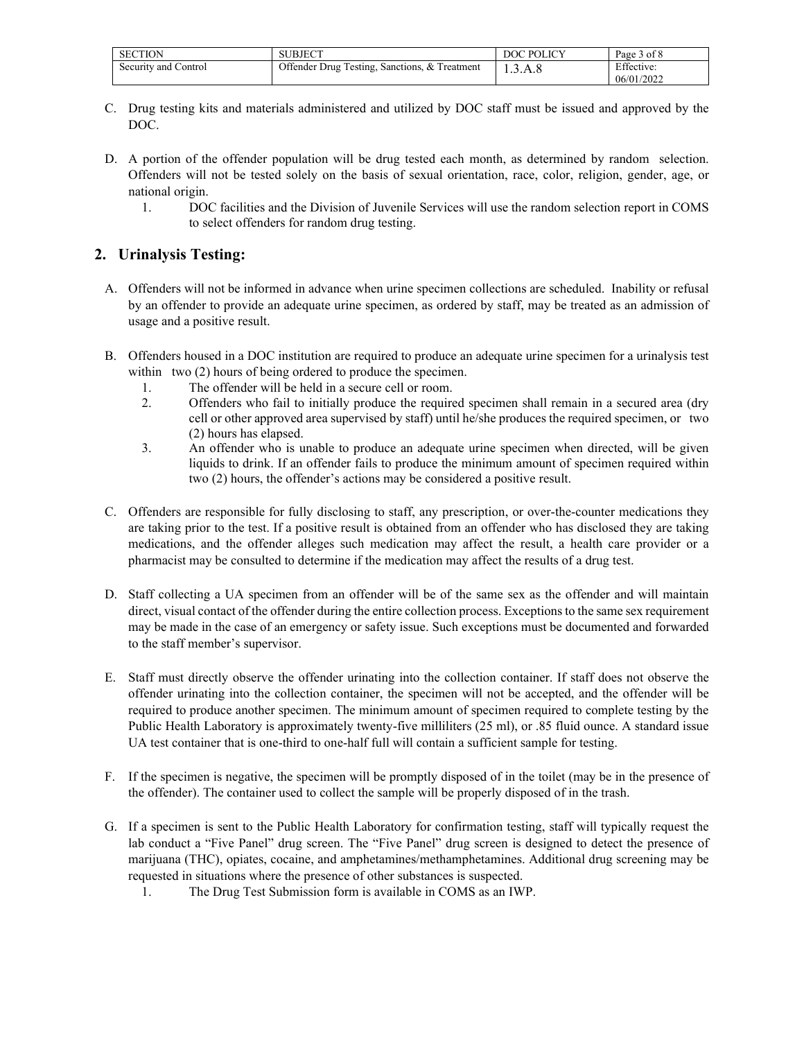C. Drug testing kits and materials administered and utilized by DOC staff must be issued and approved by the DOC.

D. A portion of the offender population will be drug tested each month, as determined by random selection. Offenders will not be tested solely on the basis of sexual orientation, race, color, religion, gender, age, or national origin.
   1. DOC facilities and the Division of Juvenile Services will use the random selection report in COMS to select offenders for random drug testing.

## 2. Urinalysis Testing:

A. Offenders will not be informed in advance when urine specimen collections are scheduled. Inability or refusal by an offender to provide an adequate urine specimen, as ordered by staff, may be treated as an admission of usage and a positive result.

B. Offenders housed in a DOC institution are required to produce an adequate urine specimen for a urinalysis test within two (2) hours of being ordered to produce the specimen.
   1. The offender will be held in a secure cell or room.
   2. Offenders who fail to initially produce the required specimen shall remain in a secured area (dry cell or other approved area supervised by staff) until he/she produces the required specimen, or two (2) hours has elapsed.
   3. An offender who is unable to produce an adequate urine specimen when directed, will be given liquids to drink. If an offender fails to produce the minimum amount of specimen required within two (2) hours, the offender's actions may be considered a positive result.

C. Offenders are responsible for fully disclosing to staff, any prescription, or over-the-counter medications they are taking prior to the test. If a positive result is obtained from an offender who has disclosed they are taking medications, and the offender alleges such medication may affect the result, a health care provider or a pharmacist may be consulted to determine if the medication may affect the results of a drug test.

D. Staff collecting a UA specimen from an offender will be of the same sex as the offender and will maintain direct, visual contact of the offender during the entire collection process. Exceptions to the same sex requirement may be made in the case of an emergency or safety issue. Such exceptions must be documented and forwarded to the staff member's supervisor.

E. Staff must directly observe the offender urinating into the collection container. If staff does not observe the offender urinating into the collection container, the specimen will not be accepted, and the offender will be required to produce another specimen. The minimum amount of specimen required to complete testing by the Public Health Laboratory is approximately twenty-five milliliters (25 ml), or .85 fluid ounce. A standard issue UA test container that is one-third to one-half full will contain a sufficient sample for testing.

F. If the specimen is negative, the specimen will be promptly disposed of in the toilet (may be in the presence of the offender). The container used to collect the sample will be properly disposed of in the trash.

G. If a specimen is sent to the Public Health Laboratory for confirmation testing, staff will typically request the lab conduct a "Five Panel" drug screen. The "Five Panel" drug screen is designed to detect the presence of marijuana (THC), opiates, cocaine, and amphetamines/methamphetamines. Additional drug screening may be requested in situations where the presence of other substances is suspected.
   1. The Drug Test Submission form is available in COMS as an IWP.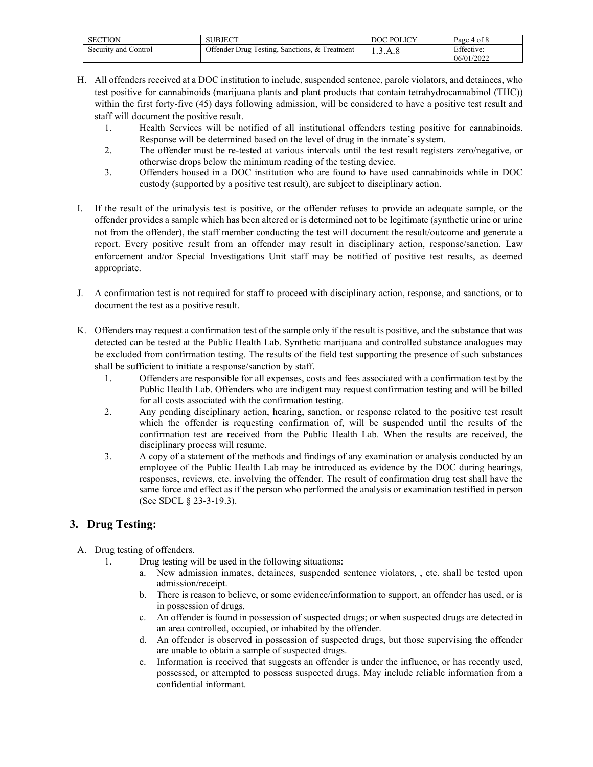H. All offenders received at a DOC institution to include, suspended sentence, parole violators, and detainees, who test positive for cannabinoids (marijuana plants and plant products that contain tetrahydrocannabinol (THC)) within the first forty-five (45) days following admission, will be considered to have a positive test result and staff will document the positive result.
   1. Health Services will be notified of all institutional offenders testing positive for cannabinoids. Response will be determined based on the level of drug in the inmate's system.
   2. The offender must be re-tested at various intervals until the test result registers zero/negative, or otherwise drops below the minimum reading of the testing device.
   3. Offenders housed in a DOC institution who are found to have used cannabinoids while in DOC custody (supported by a positive test result), are subject to disciplinary action.

I. If the result of the urinalysis test is positive, or the offender refuses to provide an adequate sample, or the offender provides a sample which has been altered or is determined not to be legitimate (synthetic urine or urine not from the offender), the staff member conducting the test will document the result/outcome and generate a report. Every positive result from an offender may result in disciplinary action, response/sanction. Law enforcement and/or Special Investigations Unit staff may be notified of positive test results, as deemed appropriate.

J. A confirmation test is not required for staff to proceed with disciplinary action, response, and sanctions, or to document the test as a positive result.

K. Offenders may request a confirmation test of the sample only if the result is positive, and the substance that was detected can be tested at the Public Health Lab. Synthetic marijuana and controlled substance analogues may be excluded from confirmation testing. The results of the field test supporting the presence of such substances shall be sufficient to initiate a response/sanction by staff.
   1. Offenders are responsible for all expenses, costs and fees associated with a confirmation test by the Public Health Lab. Offenders who are indigent may request confirmation testing and will be billed for all costs associated with the confirmation testing.
   2. Any pending disciplinary action, hearing, sanction, or response related to the positive test result which the offender is requesting confirmation of, will be suspended until the results of the confirmation test are received from the Public Health Lab. When the results are received, the disciplinary process will resume.
   3. A copy of a statement of the methods and findings of any examination or analysis conducted by an employee of the Public Health Lab may be introduced as evidence by the DOC during hearings, responses, reviews, etc. involving the offender. The result of confirmation drug test shall have the same force and effect as if the person who performed the analysis or examination testified in person (See SDCL § 23-3-19.3).

## 3. Drug Testing:

A. Drug testing of offenders.
   1. Drug testing will be used in the following situations:
      a. New admission inmates, detainees, suspended sentence violators, , etc. shall be tested upon admission/receipt.
      b. There is reason to believe, or some evidence/information to support, an offender has used, or is in possession of drugs.
      c. An offender is found in possession of suspected drugs; or when suspected drugs are detected in an area controlled, occupied, or inhabited by the offender.
      d. An offender is observed in possession of suspected drugs, but those supervising the offender are unable to obtain a sample of suspected drugs.
      e. Information is received that suggests an offender is under the influence, or has recently used, possessed, or attempted to possess suspected drugs. May include reliable information from a confidential informant.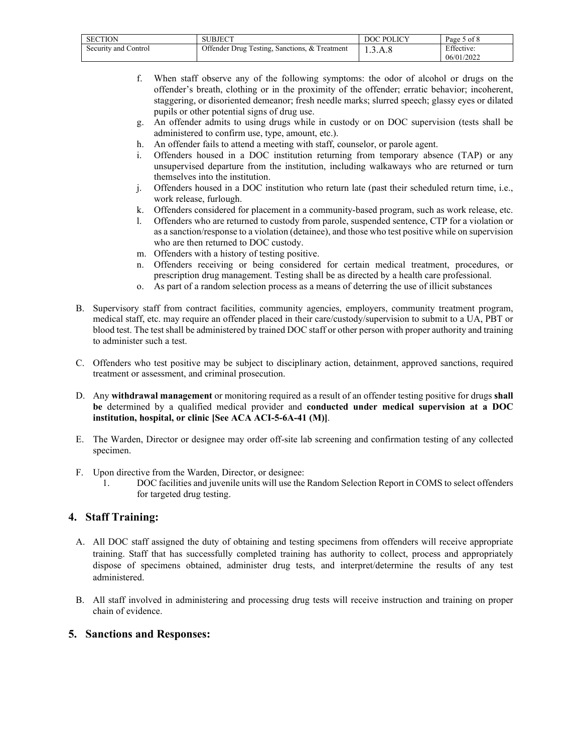f. When staff observe any of the following symptoms: the odor of alcohol or drugs on the offender's breath, clothing or in the proximity of the offender; erratic behavior; incoherent, staggering, or disoriented demeanor; fresh needle marks; slurred speech; glassy eyes or dilated pupils or other potential signs of drug use.
g. An offender admits to using drugs while in custody or on DOC supervision (tests shall be administered to confirm use, type, amount, etc.).
h. An offender fails to attend a meeting with staff, counselor, or parole agent.
i. Offenders housed in a DOC institution returning from temporary absence (TAP) or any unsupervised departure from the institution, including walkaways who are returned or turn themselves into the institution.
j. Offenders housed in a DOC institution who return late (past their scheduled return time, i.e., work release, furlough.
k. Offenders considered for placement in a community-based program, such as work release, etc.
l. Offenders who are returned to custody from parole, suspended sentence, CTP for a violation or as a sanction/response to a violation (detainee), and those who test positive while on supervision who are then returned to DOC custody.
m. Offenders with a history of testing positive.
n. Offenders receiving or being considered for certain medical treatment, procedures, or prescription drug management. Testing shall be as directed by a health care professional.
o. As part of a random selection process as a means of deterring the use of illicit substances

B. Supervisory staff from contract facilities, community agencies, employers, community treatment program, medical staff, etc. may require an offender placed in their care/custody/supervision to submit to a UA, PBT or blood test. The test shall be administered by trained DOC staff or other person with proper authority and training to administer such a test.

C. Offenders who test positive may be subject to disciplinary action, detainment, approved sanctions, required treatment or assessment, and criminal prosecution.

D. Any **withdrawal management** or monitoring required as a result of an offender testing positive for drugs **shall be** determined by a qualified medical provider and **conducted under medical supervision at a DOC institution, hospital, or clinic [See ACA ACI-5-6A-41 (M)]**.

E. The Warden, Director or designee may order off-site lab screening and confirmation testing of any collected specimen.

F. Upon directive from the Warden, Director, or designee:
   1. DOC facilities and juvenile units will use the Random Selection Report in COMS to select offenders for targeted drug testing.

## 4. Staff Training:

A. All DOC staff assigned the duty of obtaining and testing specimens from offenders will receive appropriate training. Staff that has successfully completed training has authority to collect, process and appropriately dispose of specimens obtained, administer drug tests, and interpret/determine the results of any test administered.

B. All staff involved in administering and processing drug tests will receive instruction and training on proper chain of evidence.

## 5. Sanctions and Responses: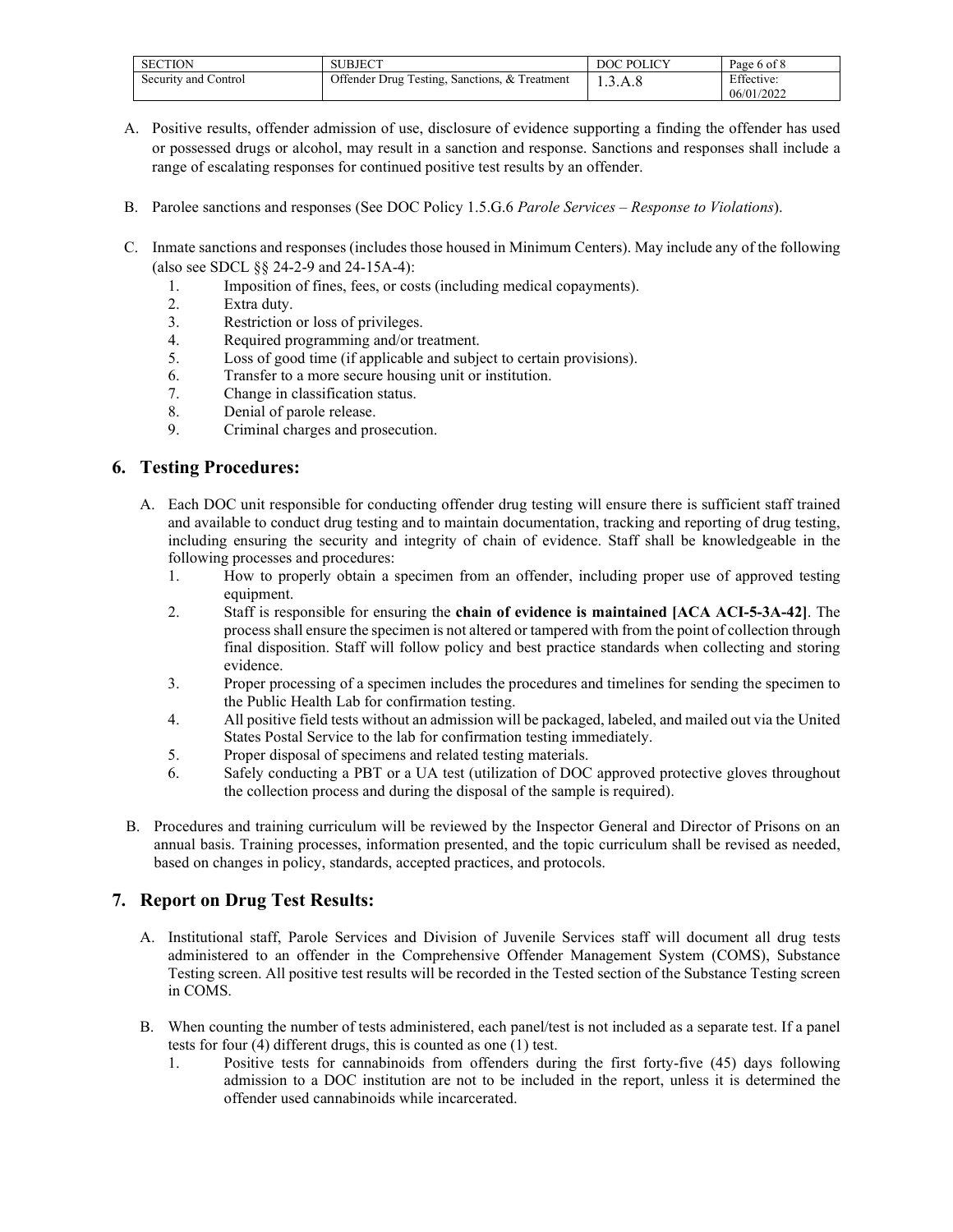A. Positive results, offender admission of use, disclosure of evidence supporting a finding the offender has used or possessed drugs or alcohol, may result in a sanction and response. Sanctions and responses shall include a range of escalating responses for continued positive test results by an offender.

B. Parolee sanctions and responses (See DOC Policy 1.5.G.6 *Parole Services – Response to Violations*).

C. Inmate sanctions and responses (includes those housed in Minimum Centers). May include any of the following (also see SDCL §§ 24-2-9 and 24-15A-4):
   1. Imposition of fines, fees, or costs (including medical copayments).
   2. Extra duty.
   3. Restriction or loss of privileges.
   4. Required programming and/or treatment.
   5. Loss of good time (if applicable and subject to certain provisions).
   6. Transfer to a more secure housing unit or institution.
   7. Change in classification status.
   8. Denial of parole release.
   9. Criminal charges and prosecution.

## 6. Testing Procedures:

A. Each DOC unit responsible for conducting offender drug testing will ensure there is sufficient staff trained and available to conduct drug testing and to maintain documentation, tracking and reporting of drug testing, including ensuring the security and integrity of chain of evidence. Staff shall be knowledgeable in the following processes and procedures:
   1. How to properly obtain a specimen from an offender, including proper use of approved testing equipment.
   2. Staff is responsible for ensuring the **chain of evidence is maintained [ACA ACI-5-3A-42]**. The process shall ensure the specimen is not altered or tampered with from the point of collection through final disposition. Staff will follow policy and best practice standards when collecting and storing evidence.
   3. Proper processing of a specimen includes the procedures and timelines for sending the specimen to the Public Health Lab for confirmation testing.
   4. All positive field tests without an admission will be packaged, labeled, and mailed out via the United States Postal Service to the lab for confirmation testing immediately.
   5. Proper disposal of specimens and related testing materials.
   6. Safely conducting a PBT or a UA test (utilization of DOC approved protective gloves throughout the collection process and during the disposal of the sample is required).

B. Procedures and training curriculum will be reviewed by the Inspector General and Director of Prisons on an annual basis. Training processes, information presented, and the topic curriculum shall be revised as needed, based on changes in policy, standards, accepted practices, and protocols.

## 7. Report on Drug Test Results:

A. Institutional staff, Parole Services and Division of Juvenile Services staff will document all drug tests administered to an offender in the Comprehensive Offender Management System (COMS), Substance Testing screen. All positive test results will be recorded in the Tested section of the Substance Testing screen in COMS.

B. When counting the number of tests administered, each panel/test is not included as a separate test. If a panel tests for four (4) different drugs, this is counted as one (1) test.
   1. Positive tests for cannabinoids from offenders during the first forty-five (45) days following admission to a DOC institution are not to be included in the report, unless it is determined the offender used cannabinoids while incarcerated.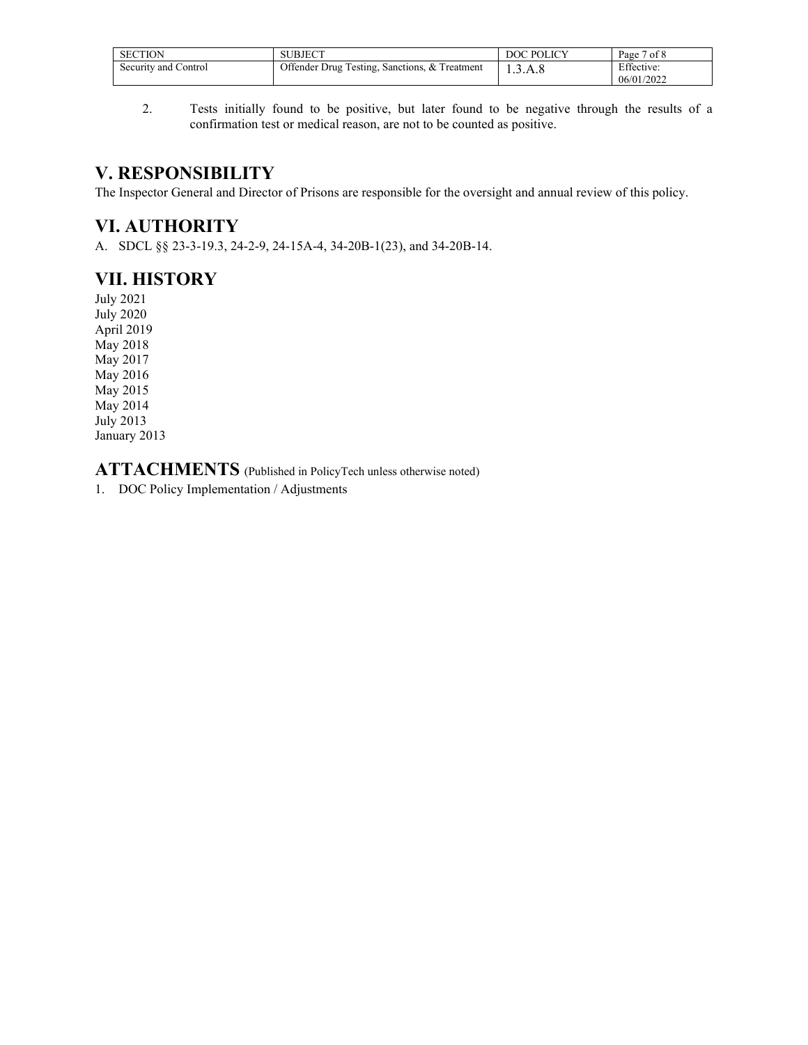2. Tests initially found to be positive, but later found to be negative through the results of a confirmation test or medical reason, are not to be counted as positive.

## V. RESPONSIBILITY

The Inspector General and Director of Prisons are responsible for the oversight and annual review of this policy.

## VI. AUTHORITY

A. SDCL §§ 23-3-19.3, 24-2-9, 24-15A-4, 34-20B-1(23), and 34-20B-14.

## VII. HISTORY

July 2021
July 2020
April 2019
May 2018
May 2017
May 2016
May 2015
May 2014
July 2013
January 2013

## ATTACHMENTS (Published in PolicyTech unless otherwise noted)

1. DOC Policy Implementation / Adjustments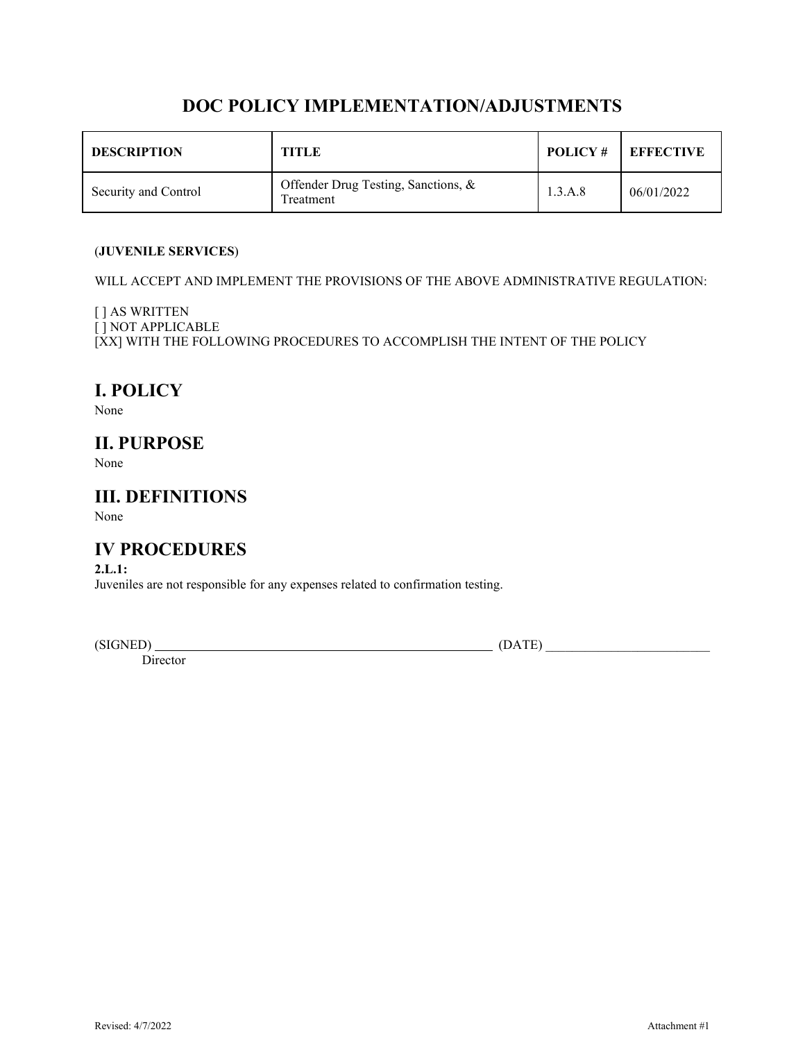# DOC POLICY IMPLEMENTATION/ADJUSTMENTS

| DESCRIPTION | TITLE | POLICY # | EFFECTIVE |
|---|---|---|---|
| Security and Control | Offender Drug Testing, Sanctions, & Treatment | 1.3.A.8 | 06/01/2022 |

(**JUVENILE SERVICES**)

WILL ACCEPT AND IMPLEMENT THE PROVISIONS OF THE ABOVE ADMINISTRATIVE REGULATION:

[ ] AS WRITTEN
[ ] NOT APPLICABLE
[XX] WITH THE FOLLOWING PROCEDURES TO ACCOMPLISH THE INTENT OF THE POLICY

## I. POLICY

None

## II. PURPOSE

None

## III. DEFINITIONS

None

## IV PROCEDURES

**2.L.1:**
Juveniles are not responsible for any expenses related to confirmation testing.

(SIGNED) ______________________________________________ (DATE) _________________________
Director

Revised: 4/7/2022

Attachment #1